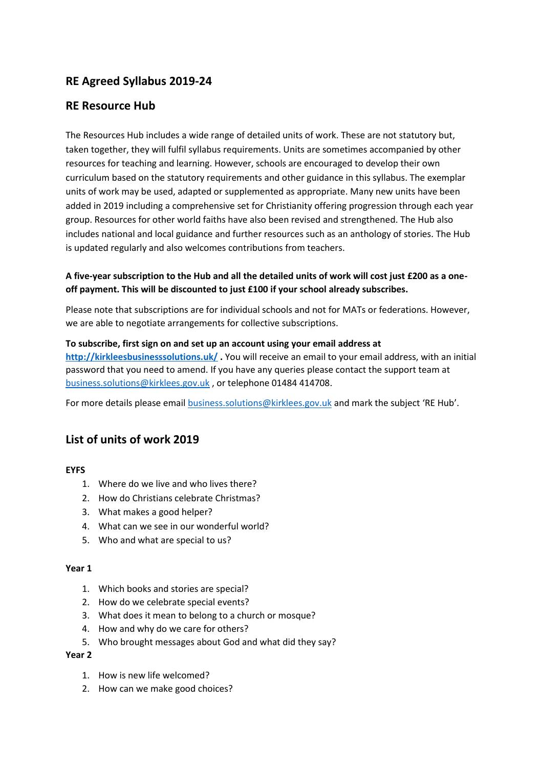## RE Agreed Syllabus 2019-24

## RE Resource Hub

The Resources Hub includes a wide range of detailed units of work. These are not statutory but, taken together, they will fulfil syllabus requirements. Units are sometimes accompanied by other resources for teaching and learning. However, schools are encouraged to develop their own curriculum based on the statutory requirements and other guidance in this syllabus. The exemplar units of work may be used, adapted or supplemented as appropriate. Many new units have been added in 2019 including a comprehensive set for Christianity offering progression through each year group. Resources for other world faiths have also been revised and strengthened. The Hub also includes national and local guidance and further resources such as an anthology of stories. The Hub is updated regularly and also welcomes contributions from teachers.

**A five-year subscription to the Hub and all the detailed units of work will cost just £200 as a one-off payment. This will be discounted to just £100 if your school already subscribes.**

Please note that subscriptions are for individual schools and not for MATs or federations. However, we are able to negotiate arrangements for collective subscriptions.

**To subscribe, first sign on and set up an account using your email address at [http://kirkleesbusinesssolutions.uk/](http://kirkleesbusinesssolutions.uk/) .** You will receive an email to your email address, with an initial password that you need to amend. If you have any queries please contact the support team at [business.solutions@kirklees.gov.uk](mailto:business.solutions@kirklees.gov.uk) , or telephone 01484 414708.

For more details please email [business.solutions@kirklees.gov.uk](mailto:business.solutions@kirklees.gov.uk) and mark the subject 'RE Hub'.

## List of units of work 2019

**EYFS**

1. Where do we live and who lives there?
2. How do Christians celebrate Christmas?
3. What makes a good helper?
4. What can we see in our wonderful world?
5. Who and what are special to us?

**Year 1**

1. Which books and stories are special?
2. How do we celebrate special events?
3. What does it mean to belong to a church or mosque?
4. How and why do we care for others?
5. Who brought messages about God and what did they say?

**Year 2**

1. How is new life welcomed?
2. How can we make good choices?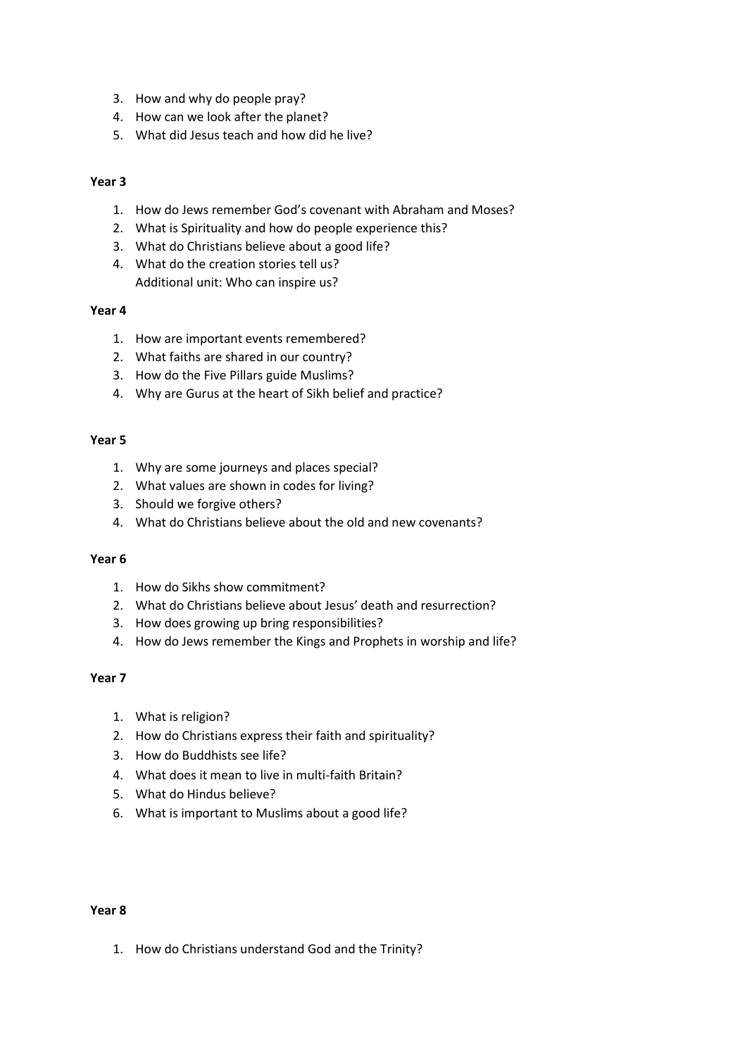3. How and why do people pray?
4. How can we look after the planet?
5. What did Jesus teach and how did he live?

**Year 3**

1. How do Jews remember God's covenant with Abraham and Moses?
2. What is Spirituality and how do people experience this?
3. What do Christians believe about a good life?
4. What do the creation stories tell us?
   Additional unit: Who can inspire us?

**Year 4**

1. How are important events remembered?
2. What faiths are shared in our country?
3. How do the Five Pillars guide Muslims?
4. Why are Gurus at the heart of Sikh belief and practice?

**Year 5**

1. Why are some journeys and places special?
2. What values are shown in codes for living?
3. Should we forgive others?
4. What do Christians believe about the old and new covenants?

**Year 6**

1. How do Sikhs show commitment?
2. What do Christians believe about Jesus' death and resurrection?
3. How does growing up bring responsibilities?
4. How do Jews remember the Kings and Prophets in worship and life?

**Year 7**

1. What is religion?
2. How do Christians express their faith and spirituality?
3. How do Buddhists see life?
4. What does it mean to live in multi-faith Britain?
5. What do Hindus believe?
6. What is important to Muslims about a good life?

**Year 8**

1. How do Christians understand God and the Trinity?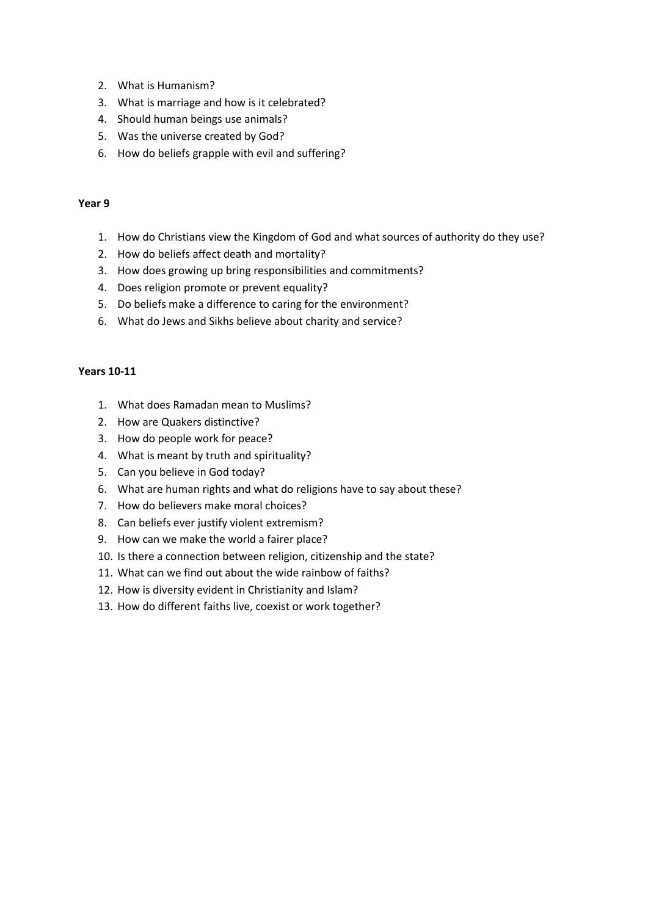2. What is Humanism?
3. What is marriage and how is it celebrated?
4. Should human beings use animals?
5. Was the universe created by God?
6. How do beliefs grapple with evil and suffering?

**Year 9**

1. How do Christians view the Kingdom of God and what sources of authority do they use?
2. How do beliefs affect death and mortality?
3. How does growing up bring responsibilities and commitments?
4. Does religion promote or prevent equality?
5. Do beliefs make a difference to caring for the environment?
6. What do Jews and Sikhs believe about charity and service?

**Years 10-11**

1. What does Ramadan mean to Muslims?
2. How are Quakers distinctive?
3. How do people work for peace?
4. What is meant by truth and spirituality?
5. Can you believe in God today?
6. What are human rights and what do religions have to say about these?
7. How do believers make moral choices?
8. Can beliefs ever justify violent extremism?
9. How can we make the world a fairer place?
10. Is there a connection between religion, citizenship and the state?
11. What can we find out about the wide rainbow of faiths?
12. How is diversity evident in Christianity and Islam?
13. How do different faiths live, coexist or work together?